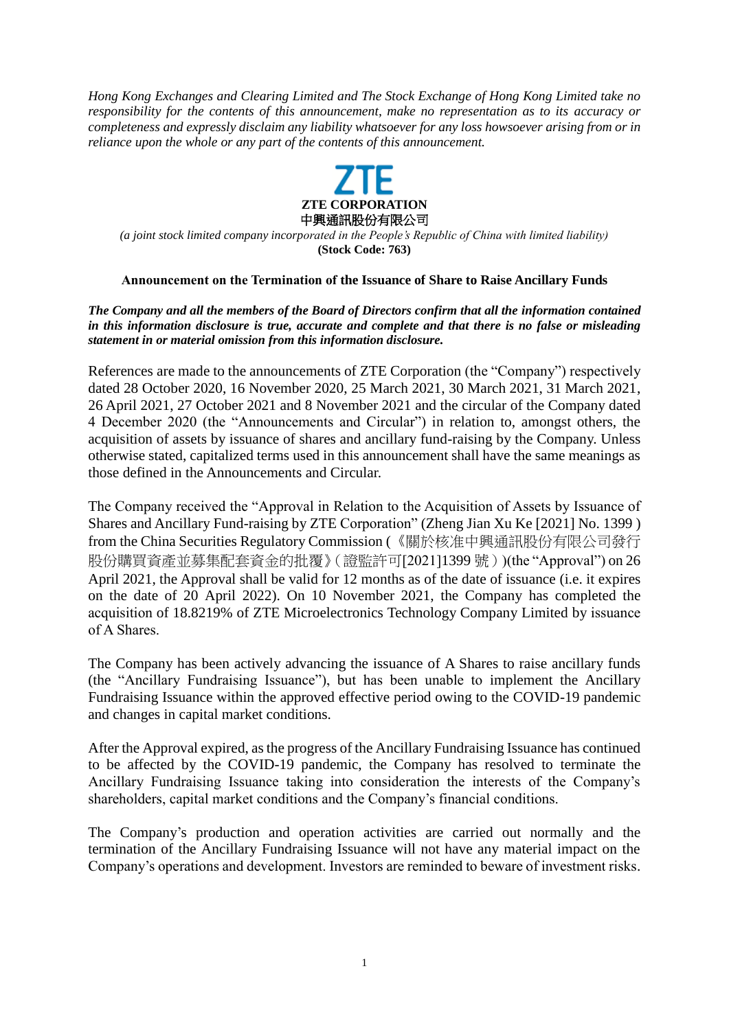*Hong Kong Exchanges and Clearing Limited and The Stock Exchange of Hong Kong Limited take no responsibility for the contents of this announcement, make no representation as to its accuracy or completeness and expressly disclaim any liability whatsoever for any loss howsoever arising from or in reliance upon the whole or any part of the contents of this announcement.*

**ZTE CORPORATION**
**中興通訊股份有限公司**

*(a joint stock limited company incorporated in the People's Republic of China with limited liability)*

**(Stock Code: 763)**

**Announcement on the Termination of the Issuance of Share to Raise Ancillary Funds**

***The Company and all the members of the Board of Directors confirm that all the information contained in this information disclosure is true, accurate and complete and that there is no false or misleading statement in or material omission from this information disclosure.***

References are made to the announcements of ZTE Corporation (the "Company") respectively dated 28 October 2020, 16 November 2020, 25 March 2021, 30 March 2021, 31 March 2021, 26 April 2021, 27 October 2021 and 8 November 2021 and the circular of the Company dated 4 December 2020 (the "Announcements and Circular") in relation to, amongst others, the acquisition of assets by issuance of shares and ancillary fund-raising by the Company. Unless otherwise stated, capitalized terms used in this announcement shall have the same meanings as those defined in the Announcements and Circular.

The Company received the "Approval in Relation to the Acquisition of Assets by Issuance of Shares and Ancillary Fund-raising by ZTE Corporation" (Zheng Jian Xu Ke [2021] No. 1399 ) from the China Securities Regulatory Commission (《關於核准中興通訊股份有限公司發行股份購買資產並募集配套資金的批覆》(證監許可[2021]1399 號))(the "Approval") on 26 April 2021, the Approval shall be valid for 12 months as of the date of issuance (i.e. it expires on the date of 20 April 2022). On 10 November 2021, the Company has completed the acquisition of 18.8219% of ZTE Microelectronics Technology Company Limited by issuance of A Shares.

The Company has been actively advancing the issuance of A Shares to raise ancillary funds (the "Ancillary Fundraising Issuance"), but has been unable to implement the Ancillary Fundraising Issuance within the approved effective period owing to the COVID-19 pandemic and changes in capital market conditions.

After the Approval expired, as the progress of the Ancillary Fundraising Issuance has continued to be affected by the COVID-19 pandemic, the Company has resolved to terminate the Ancillary Fundraising Issuance taking into consideration the interests of the Company's shareholders, capital market conditions and the Company's financial conditions.

The Company's production and operation activities are carried out normally and the termination of the Ancillary Fundraising Issuance will not have any material impact on the Company's operations and development. Investors are reminded to beware of investment risks.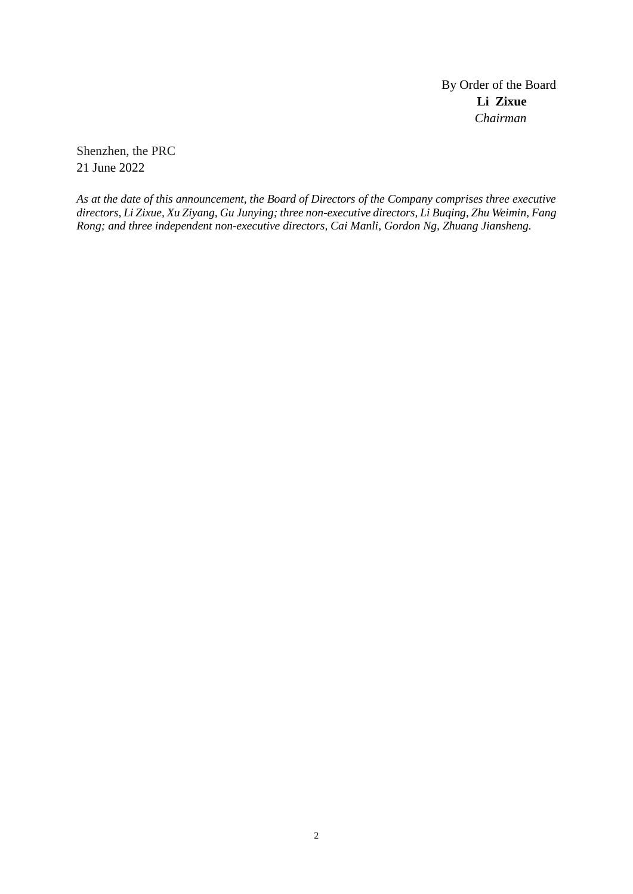By Order of the Board

**Li Zixue**

*Chairman*

Shenzhen, the PRC

21 June 2022

*As at the date of this announcement, the Board of Directors of the Company comprises three executive directors, Li Zixue, Xu Ziyang, Gu Junying; three non-executive directors, Li Buqing, Zhu Weimin, Fang Rong; and three independent non-executive directors, Cai Manli, Gordon Ng, Zhuang Jiansheng.*